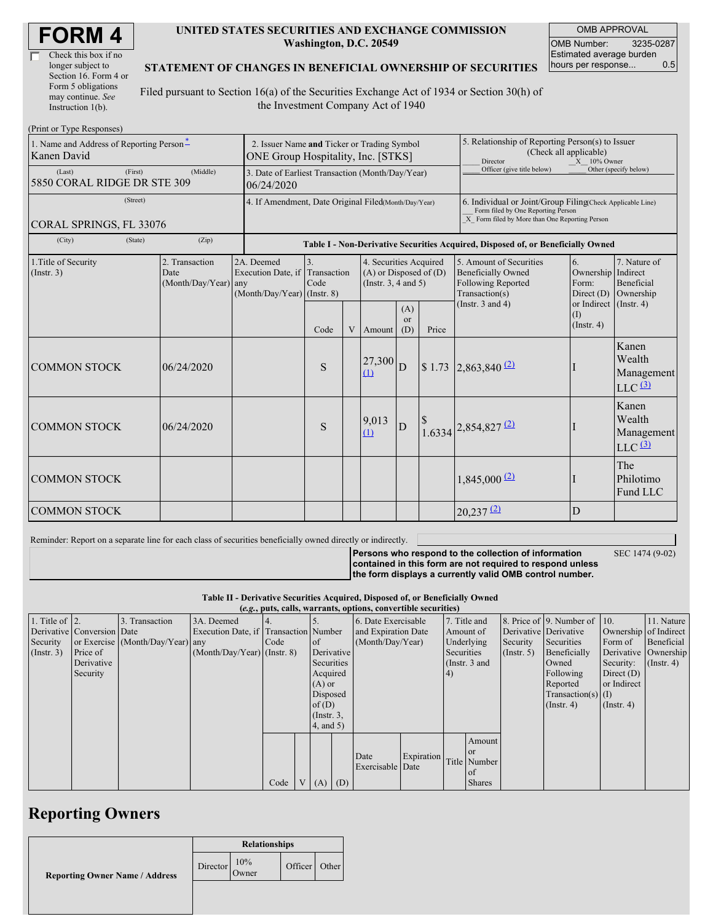# FORM 4

☐ Check this box if no longer subject to Section 16. Form 4 or Form 5 obligations may continue. *See* Instruction 1(b).

**UNITED STATES SECURITIES AND EXCHANGE COMMISSION**
**Washington, D.C. 20549**

**STATEMENT OF CHANGES IN BENEFICIAL OWNERSHIP OF SECURITIES**

Filed pursuant to Section 16(a) of the Securities Exchange Act of 1934 or Section 30(h) of the Investment Company Act of 1940

| OMB APPROVAL | |
|---|---|
| OMB Number: | 3235-0287 |
| Estimated average burden hours per response... | 0.5 |

(Print or Type Responses)

| | | |
|---|---|---|
| 1. Name and Address of Reporting Person * Kanen David | 2. Issuer Name **and** Ticker or Trading Symbol ONE Group Hospitality, Inc. [STKS] | 5. Relationship of Reporting Person(s) to Issuer (Check all applicable) ___ Director _X_ 10% Owner ___ Officer (give title below) ___ Other (specify below) |
| (Last) (First) (Middle) 5850 CORAL RIDGE DR STE 309 | 3. Date of Earliest Transaction (Month/Day/Year) 06/24/2020 | |
| (Street) CORAL SPRINGS, FL 33076 | 4. If Amendment, Date Original Filed (Month/Day/Year) | 6. Individual or Joint/Group Filing (Check Applicable Line) ___ Form filed by One Reporting Person _X_ Form filed by More than One Reporting Person |
| (City) (State) (Zip) | | |

**Table I - Non-Derivative Securities Acquired, Disposed of, or Beneficially Owned**

| 1.Title of Security (Instr. 3) | 2. Transaction Date (Month/Day/Year) | 2A. Deemed Execution Date, if any (Month/Day/Year) | 3. Transaction Code (Instr. 8) | | 4. Securities Acquired (A) or Disposed of (D) (Instr. 3, 4 and 5) | | | 5. Amount of Securities Beneficially Owned Following Reported Transaction(s) (Instr. 3 and 4) | 6. Ownership Form: Direct (D) or Indirect (I) (Instr. 4) | 7. Nature of Indirect Beneficial Ownership (Instr. 4) |
|---|---|---|---|---|---|---|---|---|---|---|
| | | | Code | V | Amount | (A) or (D) | Price | | | |
| COMMON STOCK | 06/24/2020 | | S | | 27,300 (1) | D | $ 1.73 | 2,863,840 (2) | I | Kanen Wealth Management LLC (3) |
| COMMON STOCK | 06/24/2020 | | S | | 9,013 (1) | D | $ 1.6334 | 2,854,827 (2) | I | Kanen Wealth Management LLC (3) |
| COMMON STOCK | | | | | | | | 1,845,000 (2) | I | The Philotimo Fund LLC |
| COMMON STOCK | | | | | | | | 20,237 (2) | D | |

Reminder: Report on a separate line for each class of securities beneficially owned directly or indirectly.

**Persons who respond to the collection of information contained in this form are not required to respond unless the form displays a currently valid OMB control number.** SEC 1474 (9-02)

**Table II - Derivative Securities Acquired, Disposed of, or Beneficially Owned**
***(e.g., puts, calls, warrants, options, convertible securities)***

| 1. Title of Derivative Security (Instr. 3) | 2. Conversion or Exercise Price of Derivative Security | 3. Transaction Date (Month/Day/Year) | 3A. Deemed Execution Date, if any (Month/Day/Year) | 4. Transaction Code (Instr. 8) | | 5. Number of Derivative Securities Acquired (A) or Disposed of (D) (Instr. 3, 4, and 5) | | 6. Date Exercisable and Expiration Date (Month/Day/Year) | | 7. Title and Amount of Underlying Securities (Instr. 3 and 4) | | 8. Price of Derivative Security (Instr. 5) | 9. Number of Derivative Securities Beneficially Owned Following Reported Transaction(s) (Instr. 4) | 10. Ownership Form of Derivative Security: Direct (D) or Indirect (I) (Instr. 4) | 11. Nature of Indirect Beneficial Ownership (Instr. 4) |
|---|---|---|---|---|---|---|---|---|---|---|---|---|---|---|---|
| | | | | Code | V | (A) | (D) | Date Exercisable | Expiration Date | Title | Amount or Number of Shares | | | | |

## Reporting Owners

| Reporting Owner Name / Address | Relationships | | | |
|---|---|---|---|---|
| | Director | 10% Owner | Officer | Other |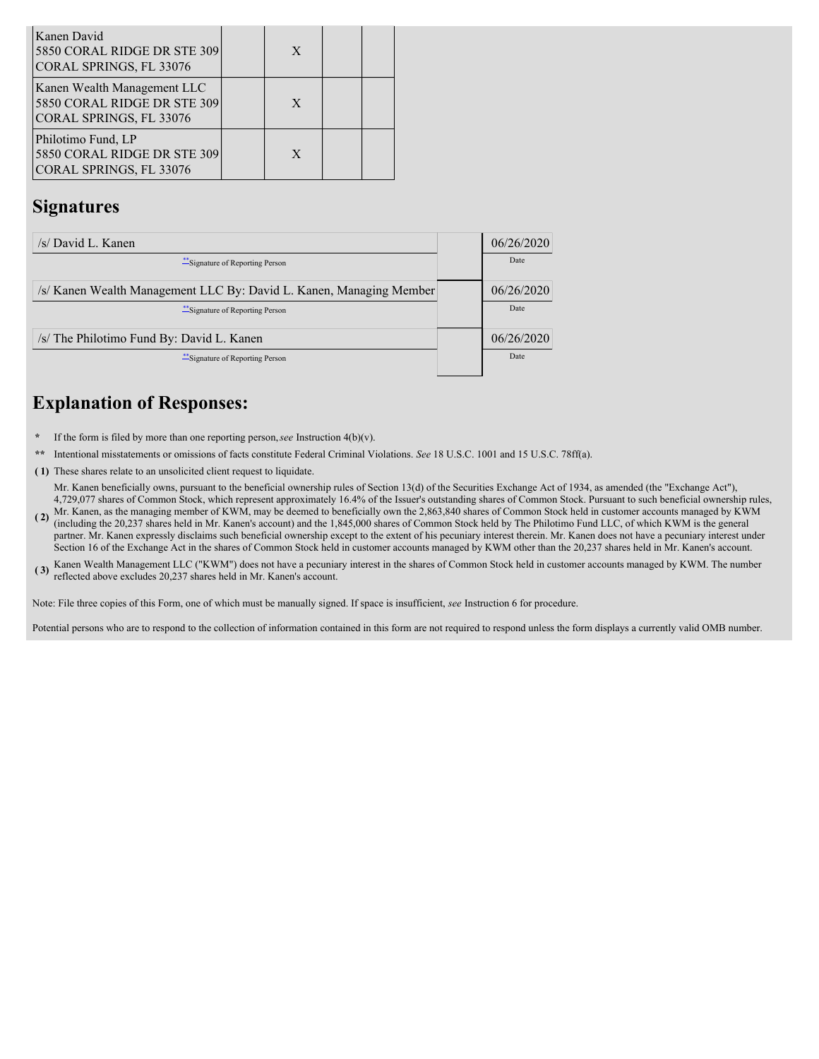| | | | | |
|---|---|---|---|---|
| Kanen David<br>5850 CORAL RIDGE DR STE 309<br>CORAL SPRINGS, FL 33076 | | X | | |
| Kanen Wealth Management LLC<br>5850 CORAL RIDGE DR STE 309<br>CORAL SPRINGS, FL 33076 | | X | | |
| Philotimo Fund, LP<br>5850 CORAL RIDGE DR STE 309<br>CORAL SPRINGS, FL 33076 | | X | | |

## Signatures

| | | |
|---|---|---|
| /s/ David L. Kanen | | 06/26/2020 |
| **Signature of Reporting Person | | Date |
| /s/ Kanen Wealth Management LLC By: David L. Kanen, Managing Member | | 06/26/2020 |
| **Signature of Reporting Person | | Date |
| /s/ The Philotimo Fund By: David L. Kanen | | 06/26/2020 |
| **Signature of Reporting Person | | Date |

## Explanation of Responses:

\* If the form is filed by more than one reporting person, *see* Instruction 4(b)(v).

** Intentional misstatements or omissions of facts constitute Federal Criminal Violations. *See* 18 U.S.C. 1001 and 15 U.S.C. 78ff(a).

(1) These shares relate to an unsolicited client request to liquidate.

(2) Mr. Kanen beneficially owns, pursuant to the beneficial ownership rules of Section 13(d) of the Securities Exchange Act of 1934, as amended (the "Exchange Act"), 4,729,077 shares of Common Stock, which represent approximately 16.4% of the Issuer's outstanding shares of Common Stock. Pursuant to such beneficial ownership rules, Mr. Kanen, as the managing member of KWM, may be deemed to beneficially own the 2,863,840 shares of Common Stock held in customer accounts managed by KWM (including the 20,237 shares held in Mr. Kanen's account) and the 1,845,000 shares of Common Stock held by The Philotimo Fund LLC, of which KWM is the general partner. Mr. Kanen expressly disclaims such beneficial ownership except to the extent of his pecuniary interest therein. Mr. Kanen does not have a pecuniary interest under Section 16 of the Exchange Act in the shares of Common Stock held in customer accounts managed by KWM other than the 20,237 shares held in Mr. Kanen's account.

(3) Kanen Wealth Management LLC ("KWM") does not have a pecuniary interest in the shares of Common Stock held in customer accounts managed by KWM. The number reflected above excludes 20,237 shares held in Mr. Kanen's account.

Note: File three copies of this Form, one of which must be manually signed. If space is insufficient, *see* Instruction 6 for procedure.

Potential persons who are to respond to the collection of information contained in this form are not required to respond unless the form displays a currently valid OMB number.